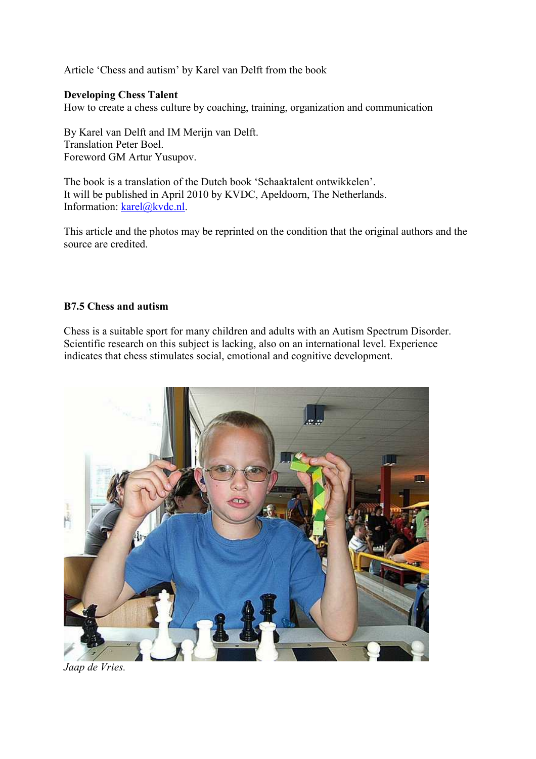Article 'Chess and autism' by Karel van Delft from the book

**Developing Chess Talent**
How to create a chess culture by coaching, training, organization and communication

By Karel van Delft and IM Merijn van Delft.
Translation Peter Boel.
Foreword GM Artur Yusupov.

The book is a translation of the Dutch book 'Schaaktalent ontwikkelen'.
It will be published in April 2010 by KVDC, Apeldoorn, The Netherlands.
Information: karel@kvdc.nl.

This article and the photos may be reprinted on the condition that the original authors and the source are credited.

### B7.5 Chess and autism

Chess is a suitable sport for many children and adults with an Autism Spectrum Disorder. Scientific research on this subject is lacking, also on an international level. Experience indicates that chess stimulates social, emotional and cognitive development.

*Jaap de Vries.*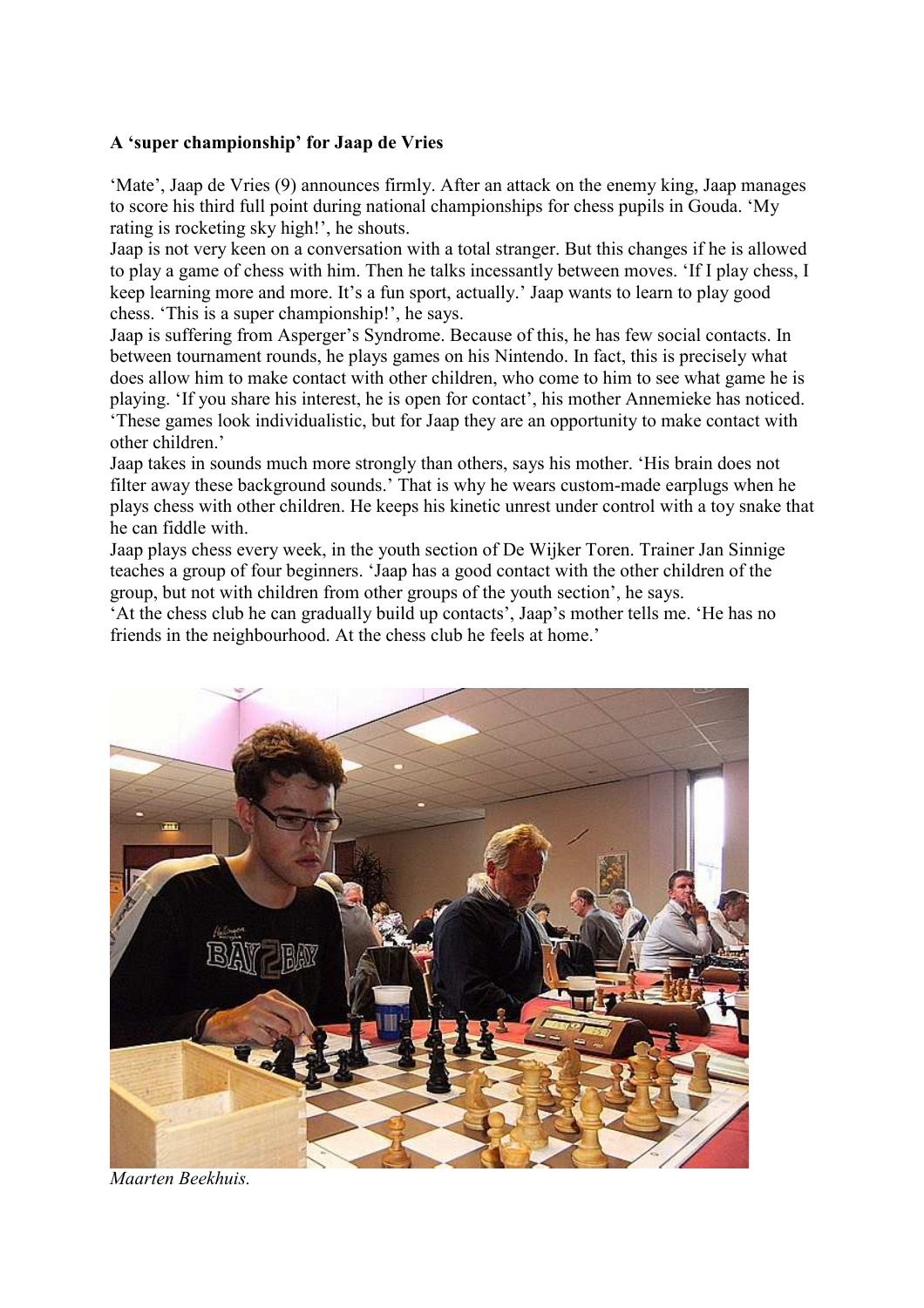**A 'super championship' for Jaap de Vries**

'Mate', Jaap de Vries (9) announces firmly. After an attack on the enemy king, Jaap manages to score his third full point during national championships for chess pupils in Gouda. 'My rating is rocketing sky high!', he shouts.

Jaap is not very keen on a conversation with a total stranger. But this changes if he is allowed to play a game of chess with him. Then he talks incessantly between moves. 'If I play chess, I keep learning more and more. It's a fun sport, actually.' Jaap wants to learn to play good chess. 'This is a super championship!', he says.

Jaap is suffering from Asperger's Syndrome. Because of this, he has few social contacts. In between tournament rounds, he plays games on his Nintendo. In fact, this is precisely what does allow him to make contact with other children, who come to him to see what game he is playing. 'If you share his interest, he is open for contact', his mother Annemieke has noticed. 'These games look individualistic, but for Jaap they are an opportunity to make contact with other children.'

Jaap takes in sounds much more strongly than others, says his mother. 'His brain does not filter away these background sounds.' That is why he wears custom-made earplugs when he plays chess with other children. He keeps his kinetic unrest under control with a toy snake that he can fiddle with.

Jaap plays chess every week, in the youth section of De Wijker Toren. Trainer Jan Sinnige teaches a group of four beginners. 'Jaap has a good contact with the other children of the group, but not with children from other groups of the youth section', he says.

'At the chess club he can gradually build up contacts', Jaap's mother tells me. 'He has no friends in the neighbourhood. At the chess club he feels at home.'

*Maarten Beekhuis.*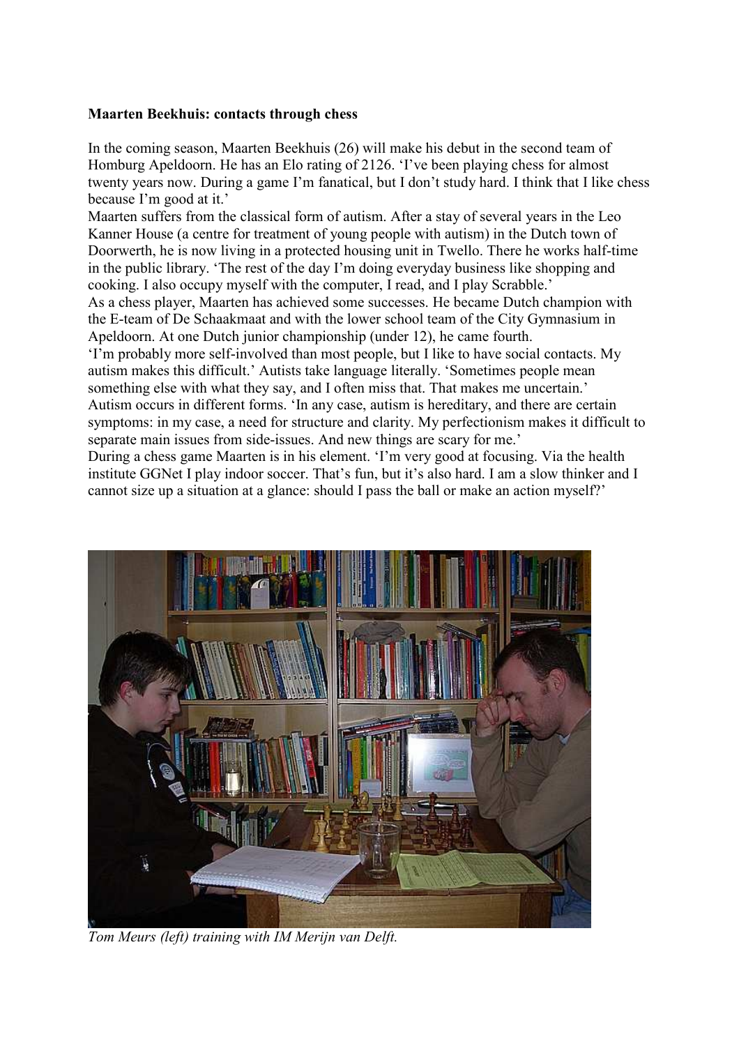**Maarten Beekhuis: contacts through chess**

In the coming season, Maarten Beekhuis (26) will make his debut in the second team of Homburg Apeldoorn. He has an Elo rating of 2126. 'I've been playing chess for almost twenty years now. During a game I'm fanatical, but I don't study hard. I think that I like chess because I'm good at it.'

Maarten suffers from the classical form of autism. After a stay of several years in the Leo Kanner House (a centre for treatment of young people with autism) in the Dutch town of Doorwerth, he is now living in a protected housing unit in Twello. There he works half-time in the public library. 'The rest of the day I'm doing everyday business like shopping and cooking. I also occupy myself with the computer, I read, and I play Scrabble.'

As a chess player, Maarten has achieved some successes. He became Dutch champion with the E-team of De Schaakmaat and with the lower school team of the City Gymnasium in Apeldoorn. At one Dutch junior championship (under 12), he came fourth.

'I'm probably more self-involved than most people, but I like to have social contacts. My autism makes this difficult.' Autists take language literally. 'Sometimes people mean something else with what they say, and I often miss that. That makes me uncertain.'

Autism occurs in different forms. 'In any case, autism is hereditary, and there are certain symptoms: in my case, a need for structure and clarity. My perfectionism makes it difficult to separate main issues from side-issues. And new things are scary for me.'

During a chess game Maarten is in his element. 'I'm very good at focusing. Via the health institute GGNet I play indoor soccer. That's fun, but it's also hard. I am a slow thinker and I cannot size up a situation at a glance: should I pass the ball or make an action myself?'

*Tom Meurs (left) training with IM Merijn van Delft.*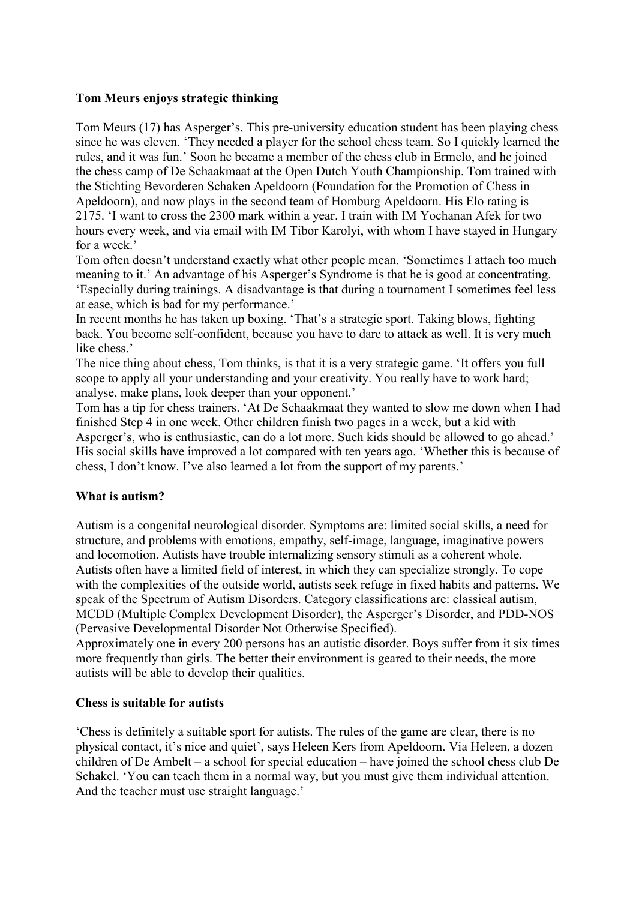**Tom Meurs enjoys strategic thinking**

Tom Meurs (17) has Asperger's. This pre-university education student has been playing chess since he was eleven. 'They needed a player for the school chess team. So I quickly learned the rules, and it was fun.' Soon he became a member of the chess club in Ermelo, and he joined the chess camp of De Schaakmaat at the Open Dutch Youth Championship. Tom trained with the Stichting Bevorderen Schaken Apeldoorn (Foundation for the Promotion of Chess in Apeldoorn), and now plays in the second team of Homburg Apeldoorn. His Elo rating is 2175. 'I want to cross the 2300 mark within a year. I train with IM Yochanan Afek for two hours every week, and via email with IM Tibor Karolyi, with whom I have stayed in Hungary for a week.'

Tom often doesn't understand exactly what other people mean. 'Sometimes I attach too much meaning to it.' An advantage of his Asperger's Syndrome is that he is good at concentrating. 'Especially during trainings. A disadvantage is that during a tournament I sometimes feel less at ease, which is bad for my performance.'

In recent months he has taken up boxing. 'That's a strategic sport. Taking blows, fighting back. You become self-confident, because you have to dare to attack as well. It is very much like chess.'

The nice thing about chess, Tom thinks, is that it is a very strategic game. 'It offers you full scope to apply all your understanding and your creativity. You really have to work hard; analyse, make plans, look deeper than your opponent.'

Tom has a tip for chess trainers. 'At De Schaakmaat they wanted to slow me down when I had finished Step 4 in one week. Other children finish two pages in a week, but a kid with Asperger's, who is enthusiastic, can do a lot more. Such kids should be allowed to go ahead.'

His social skills have improved a lot compared with ten years ago. 'Whether this is because of chess, I don't know. I've also learned a lot from the support of my parents.'

**What is autism?**

Autism is a congenital neurological disorder. Symptoms are: limited social skills, a need for structure, and problems with emotions, empathy, self-image, language, imaginative powers and locomotion. Autists have trouble internalizing sensory stimuli as a coherent whole. Autists often have a limited field of interest, in which they can specialize strongly. To cope with the complexities of the outside world, autists seek refuge in fixed habits and patterns. We speak of the Spectrum of Autism Disorders. Category classifications are: classical autism, MCDD (Multiple Complex Development Disorder), the Asperger's Disorder, and PDD-NOS (Pervasive Developmental Disorder Not Otherwise Specified).

Approximately one in every 200 persons has an autistic disorder. Boys suffer from it six times more frequently than girls. The better their environment is geared to their needs, the more autists will be able to develop their qualities.

**Chess is suitable for autists**

'Chess is definitely a suitable sport for autists. The rules of the game are clear, there is no physical contact, it's nice and quiet', says Heleen Kers from Apeldoorn. Via Heleen, a dozen children of De Ambelt – a school for special education – have joined the school chess club De Schakel. 'You can teach them in a normal way, but you must give them individual attention. And the teacher must use straight language.'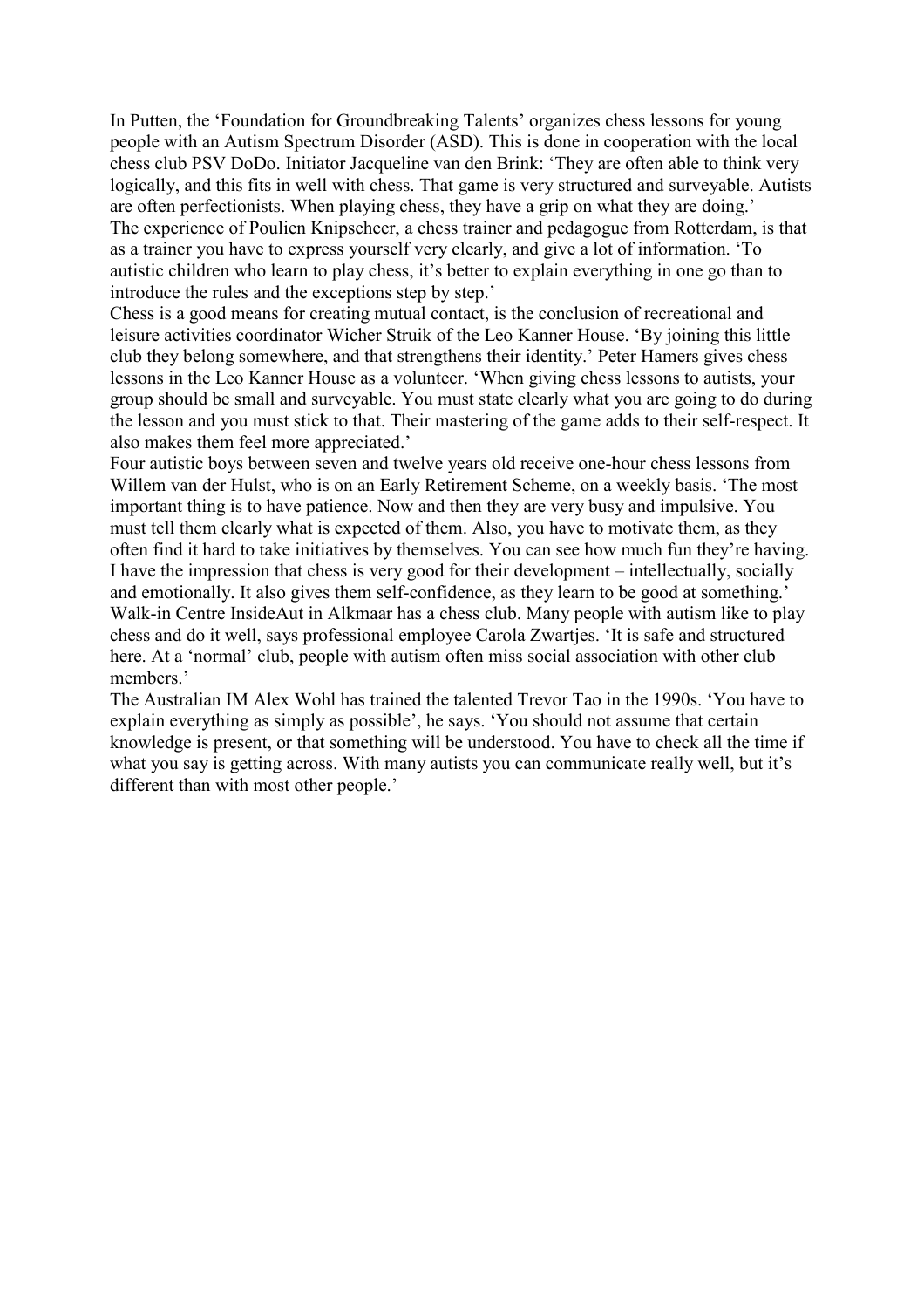In Putten, the ‘Foundation for Groundbreaking Talents’ organizes chess lessons for young people with an Autism Spectrum Disorder (ASD). This is done in cooperation with the local chess club PSV DoDo. Initiator Jacqueline van den Brink: ‘They are often able to think very logically, and this fits in well with chess. That game is very structured and surveyable. Autists are often perfectionists. When playing chess, they have a grip on what they are doing.’

The experience of Poulien Knipscheer, a chess trainer and pedagogue from Rotterdam, is that as a trainer you have to express yourself very clearly, and give a lot of information. ‘To autistic children who learn to play chess, it’s better to explain everything in one go than to introduce the rules and the exceptions step by step.’

Chess is a good means for creating mutual contact, is the conclusion of recreational and leisure activities coordinator Wicher Struik of the Leo Kanner House. ‘By joining this little club they belong somewhere, and that strengthens their identity.’ Peter Hamers gives chess lessons in the Leo Kanner House as a volunteer. ‘When giving chess lessons to autists, your group should be small and surveyable. You must state clearly what you are going to do during the lesson and you must stick to that. Their mastering of the game adds to their self-respect. It also makes them feel more appreciated.’

Four autistic boys between seven and twelve years old receive one-hour chess lessons from Willem van der Hulst, who is on an Early Retirement Scheme, on a weekly basis. ‘The most important thing is to have patience. Now and then they are very busy and impulsive. You must tell them clearly what is expected of them. Also, you have to motivate them, as they often find it hard to take initiatives by themselves. You can see how much fun they’re having. I have the impression that chess is very good for their development – intellectually, socially and emotionally. It also gives them self-confidence, as they learn to be good at something.’

Walk-in Centre InsideAut in Alkmaar has a chess club. Many people with autism like to play chess and do it well, says professional employee Carola Zwartjes. ‘It is safe and structured here. At a ‘normal’ club, people with autism often miss social association with other club members.’

The Australian IM Alex Wohl has trained the talented Trevor Tao in the 1990s. ‘You have to explain everything as simply as possible’, he says. ‘You should not assume that certain knowledge is present, or that something will be understood. You have to check all the time if what you say is getting across. With many autists you can communicate really well, but it’s different than with most other people.’